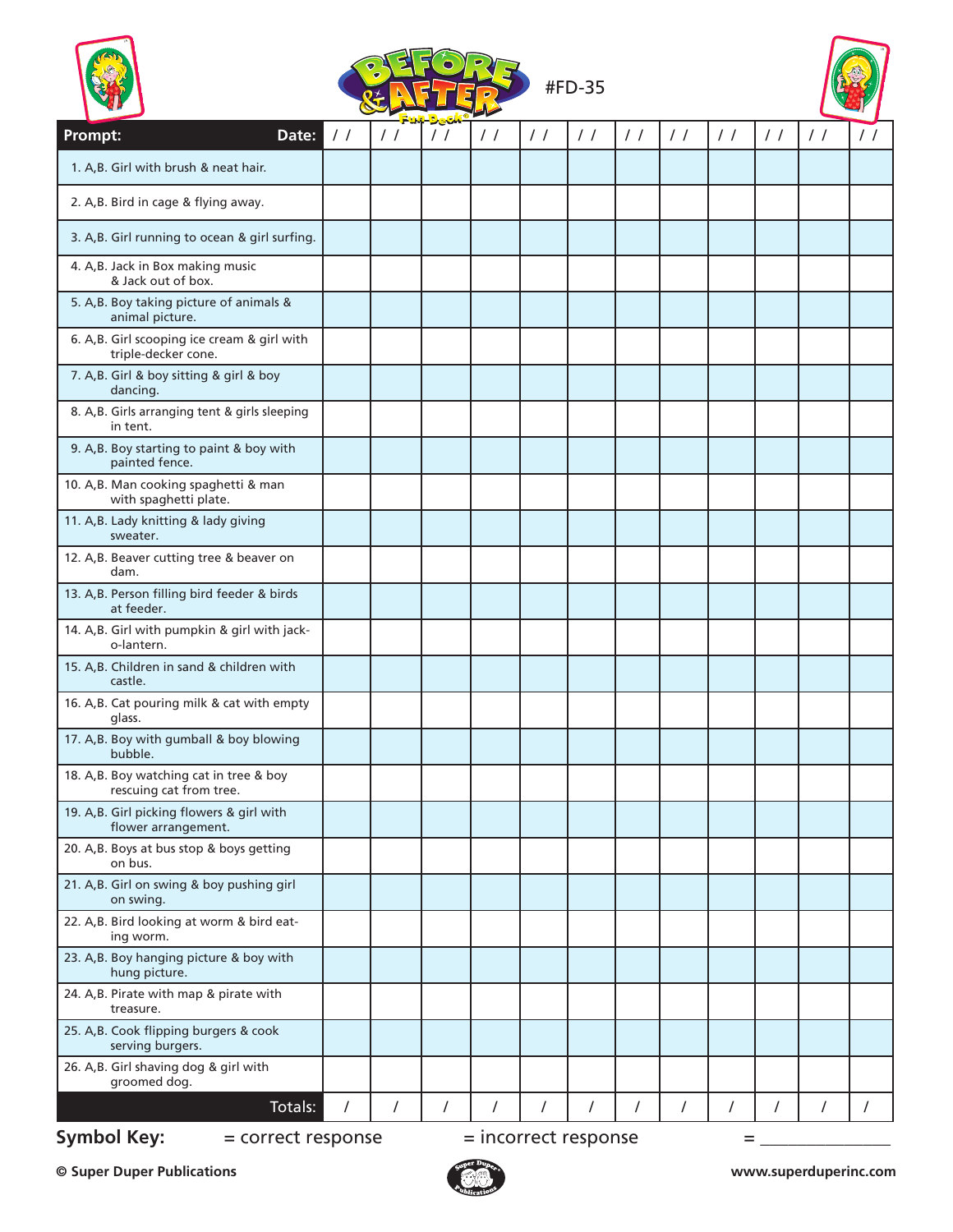# Before & After Fun Deck® #FD-35

| Prompt: Date: | / / | / / | / / | / / | / / | / / | / / | / / | / / | / / | / / | / / |
|---|---|---|---|---|---|---|---|---|---|---|---|---|
| 1. A,B. Girl with brush & neat hair. | | | | | | | | | | | | |
| 2. A,B. Bird in cage & flying away. | | | | | | | | | | | | |
| 3. A,B. Girl running to ocean & girl surfing. | | | | | | | | | | | | |
| 4. A,B. Jack in Box making music & Jack out of box. | | | | | | | | | | | | |
| 5. A,B. Boy taking picture of animals & animal picture. | | | | | | | | | | | | |
| 6. A,B. Girl scooping ice cream & girl with triple-decker cone. | | | | | | | | | | | | |
| 7. A,B. Girl & boy sitting & girl & boy dancing. | | | | | | | | | | | | |
| 8. A,B. Girls arranging tent & girls sleeping in tent. | | | | | | | | | | | | |
| 9. A,B. Boy starting to paint & boy with painted fence. | | | | | | | | | | | | |
| 10. A,B. Man cooking spaghetti & man with spaghetti plate. | | | | | | | | | | | | |
| 11. A,B. Lady knitting & lady giving sweater. | | | | | | | | | | | | |
| 12. A,B. Beaver cutting tree & beaver on dam. | | | | | | | | | | | | |
| 13. A,B. Person filling bird feeder & birds at feeder. | | | | | | | | | | | | |
| 14. A,B. Girl with pumpkin & girl with jack-o-lantern. | | | | | | | | | | | | |
| 15. A,B. Children in sand & children with castle. | | | | | | | | | | | | |
| 16. A,B. Cat pouring milk & cat with empty glass. | | | | | | | | | | | | |
| 17. A,B. Boy with gumball & boy blowing bubble. | | | | | | | | | | | | |
| 18. A,B. Boy watching cat in tree & boy rescuing cat from tree. | | | | | | | | | | | | |
| 19. A,B. Girl picking flowers & girl with flower arrangement. | | | | | | | | | | | | |
| 20. A,B. Boys at bus stop & boys getting on bus. | | | | | | | | | | | | |
| 21. A,B. Girl on swing & boy pushing girl on swing. | | | | | | | | | | | | |
| 22. A,B. Bird looking at worm & bird eating worm. | | | | | | | | | | | | |
| 23. A,B. Boy hanging picture & boy with hung picture. | | | | | | | | | | | | |
| 24. A,B. Pirate with map & pirate with treasure. | | | | | | | | | | | | |
| 25. A,B. Cook flipping burgers & cook serving burgers. | | | | | | | | | | | | |
| 26. A,B. Girl shaving dog & girl with groomed dog. | | | | | | | | | | | | |
| Totals: | / | / | / | / | / | / | / | / | / | / | / | / |

**Symbol Key:** = correct response = incorrect response = _______________

**© Super Duper Publications** www.superduperinc.com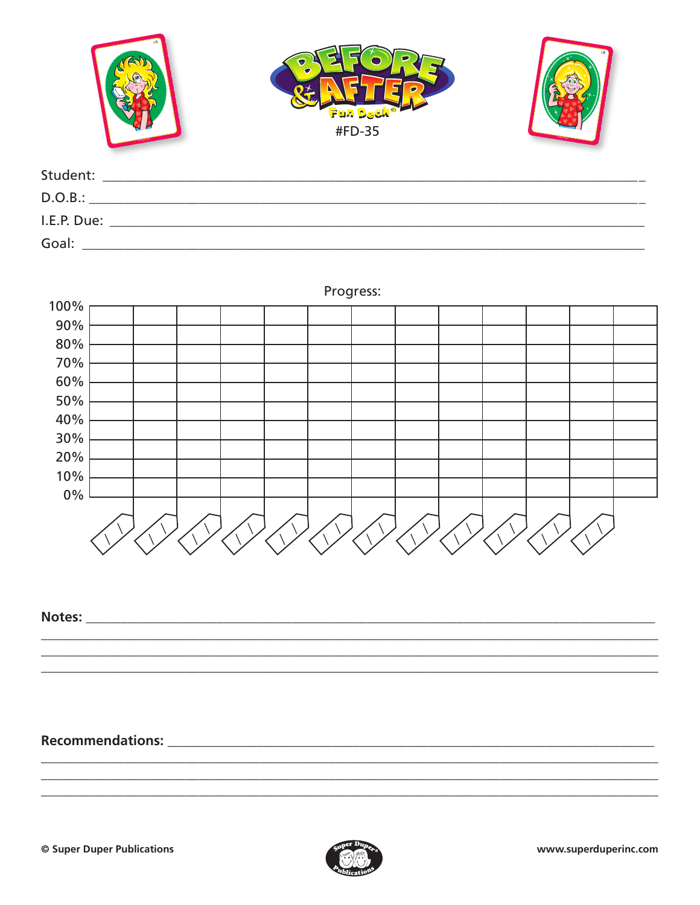# BEFORE & AFTER Fun Deck®

#FD-35

Student: ______________________________________________

D.O.B.: ______________________________________________

I.E.P. Due: ______________________________________________

Goal: ______________________________________________

Progress:

100%
90%
80%
70%
60%
50%
40%
30%
20%
10%
0%

**Notes:** ______________________________________________

______________________________________________

______________________________________________

______________________________________________

**Recommendations:** ______________________________________________

______________________________________________

______________________________________________

______________________________________________

© Super Duper Publications

www.superduperinc.com